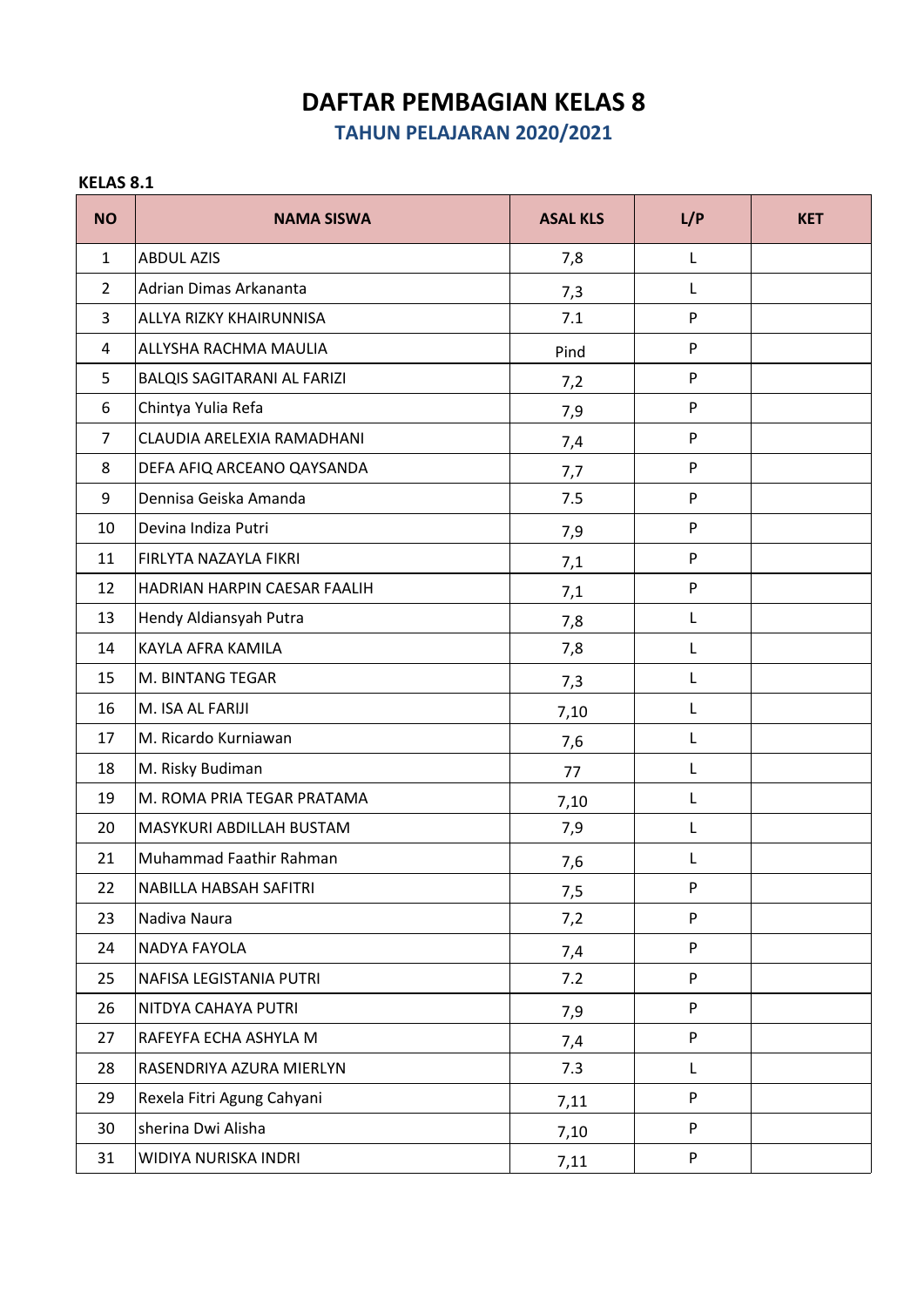# DAFTAR PEMBAGIAN KELAS 8

## TAHUN PELAJARAN 2020/2021

**KELAS 8.1**

| NO | NAMA SISWA | ASAL KLS | L/P | KET |
|---|---|---|---|---|
| 1 | ABDUL AZIS | 7,8 | L | |
| 2 | Adrian Dimas Arkananta | 7,3 | L | |
| 3 | ALLYA RIZKY KHAIRUNNISA | 7.1 | P | |
| 4 | ALLYSHA RACHMA MAULIA | Pind | P | |
| 5 | BALQIS SAGITARANI AL FARIZI | 7,2 | P | |
| 6 | Chintya Yulia Refa | 7,9 | P | |
| 7 | CLAUDIA ARELEXIA RAMADHANI | 7,4 | P | |
| 8 | DEFA AFIQ ARCEANO QAYSANDA | 7,7 | P | |
| 9 | Dennisa Geiska Amanda | 7.5 | P | |
| 10 | Devina Indiza Putri | 7,9 | P | |
| 11 | FIRLYTA NAZAYLA FIKRI | 7,1 | P | |
| 12 | HADRIAN HARPIN CAESAR FAALIH | 7,1 | P | |
| 13 | Hendy Aldiansyah Putra | 7,8 | L | |
| 14 | KAYLA AFRA KAMILA | 7,8 | L | |
| 15 | M. BINTANG TEGAR | 7,3 | L | |
| 16 | M. ISA AL FARIJI | 7,10 | L | |
| 17 | M. Ricardo Kurniawan | 7,6 | L | |
| 18 | M. Risky Budiman | 77 | L | |
| 19 | M. ROMA PRIA TEGAR PRATAMA | 7,10 | L | |
| 20 | MASYKURI ABDILLAH BUSTAM | 7,9 | L | |
| 21 | Muhammad Faathir Rahman | 7,6 | L | |
| 22 | NABILLA HABSAH SAFITRI | 7,5 | P | |
| 23 | Nadiva Naura | 7,2 | P | |
| 24 | NADYA FAYOLA | 7,4 | P | |
| 25 | NAFISA LEGISTANIA PUTRI | 7.2 | P | |
| 26 | NITDYA CAHAYA PUTRI | 7,9 | P | |
| 27 | RAFEYFA ECHA ASHYLA M | 7,4 | P | |
| 28 | RASENDRIYA AZURA MIERLYN | 7.3 | L | |
| 29 | Rexela Fitri Agung Cahyani | 7,11 | P | |
| 30 | sherina Dwi Alisha | 7,10 | P | |
| 31 | WIDIYA NURISKA INDRI | 7,11 | P | |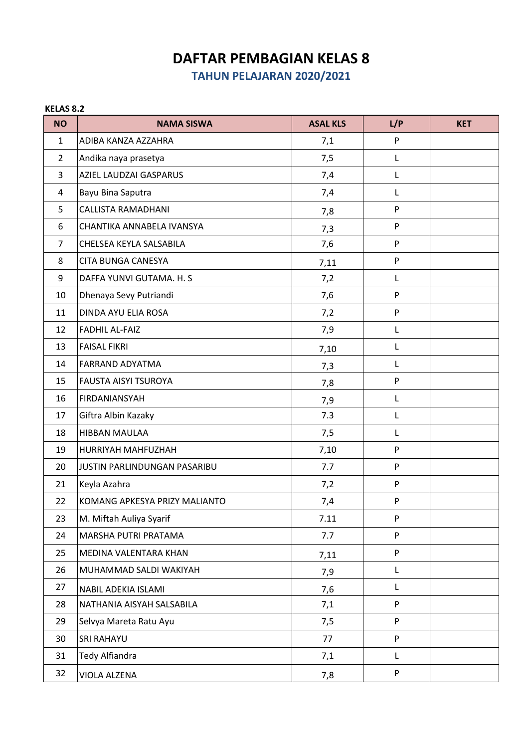# DAFTAR PEMBAGIAN KELAS 8

## TAHUN PELAJARAN 2020/2021

**KELAS 8.2**

| NO | NAMA SISWA | ASAL KLS | L/P | KET |
|---|---|---|---|---|
| 1 | ADIBA KANZA AZZAHRA | 7,1 | P | |
| 2 | Andika naya prasetya | 7,5 | L | |
| 3 | AZIEL LAUDZAI GASPARUS | 7,4 | L | |
| 4 | Bayu Bina Saputra | 7,4 | L | |
| 5 | CALLISTA RAMADHANI | 7,8 | P | |
| 6 | CHANTIKA ANNABELA IVANSYA | 7,3 | P | |
| 7 | CHELSEA KEYLA SALSABILA | 7,6 | P | |
| 8 | CITA BUNGA CANESYA | 7,11 | P | |
| 9 | DAFFA YUNVI GUTAMA. H. S | 7,2 | L | |
| 10 | Dhenaya Sevy Putriandi | 7,6 | P | |
| 11 | DINDA AYU ELIA ROSA | 7,2 | P | |
| 12 | FADHIL AL-FAIZ | 7,9 | L | |
| 13 | FAISAL FIKRI | 7,10 | L | |
| 14 | FARRAND ADYATMA | 7,3 | L | |
| 15 | FAUSTA AISYI TSUROYA | 7,8 | P | |
| 16 | FIRDANIANSYAH | 7,9 | L | |
| 17 | Giftra Albin Kazaky | 7.3 | L | |
| 18 | HIBBAN MAULAA | 7,5 | L | |
| 19 | HURRIYAH MAHFUZHAH | 7,10 | P | |
| 20 | JUSTIN PARLINDUNGAN PASARIBU | 7.7 | P | |
| 21 | Keyla Azahra | 7,2 | P | |
| 22 | KOMANG APKESYA PRIZY MALIANTO | 7,4 | P | |
| 23 | M. Miftah Auliya Syarif | 7.11 | P | |
| 24 | MARSHA PUTRI PRATAMA | 7.7 | P | |
| 25 | MEDINA VALENTARA KHAN | 7,11 | P | |
| 26 | MUHAMMAD SALDI WAKIYAH | 7,9 | L | |
| 27 | NABIL ADEKIA ISLAMI | 7,6 | L | |
| 28 | NATHANIA AISYAH SALSABILA | 7,1 | P | |
| 29 | Selvya Mareta Ratu Ayu | 7,5 | P | |
| 30 | SRI RAHAYU | 77 | P | |
| 31 | Tedy Alfiandra | 7,1 | L | |
| 32 | VIOLA ALZENA | 7,8 | P | |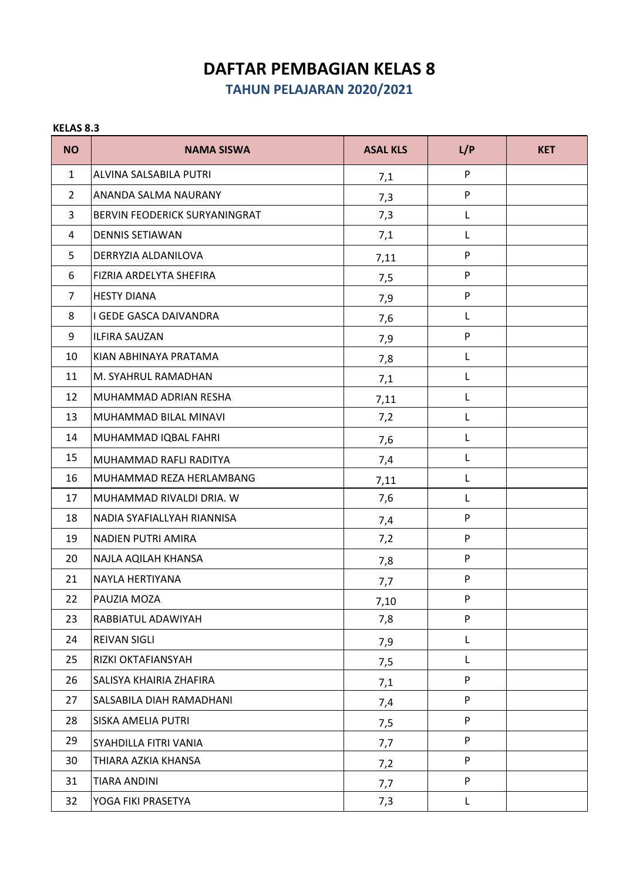# DAFTAR PEMBAGIAN KELAS 8

## TAHUN PELAJARAN 2020/2021

**KELAS 8.3**

| NO | NAMA SISWA | ASAL KLS | L/P | KET |
|---|---|---|---|---|
| 1 | ALVINA SALSABILA PUTRI | 7,1 | P | |
| 2 | ANANDA SALMA NAURANY | 7,3 | P | |
| 3 | BERVIN FEODERICK SURYANINGRAT | 7,3 | L | |
| 4 | DENNIS SETIAWAN | 7,1 | L | |
| 5 | DERRYZIA ALDANILOVA | 7,11 | P | |
| 6 | FIZRIA ARDELYTA SHEFIRA | 7,5 | P | |
| 7 | HESTY DIANA | 7,9 | P | |
| 8 | I GEDE GASCA DAIVANDRA | 7,6 | L | |
| 9 | ILFIRA SAUZAN | 7,9 | P | |
| 10 | KIAN ABHINAYA PRATAMA | 7,8 | L | |
| 11 | M. SYAHRUL RAMADHAN | 7,1 | L | |
| 12 | MUHAMMAD ADRIAN RESHA | 7,11 | L | |
| 13 | MUHAMMAD BILAL MINAVI | 7,2 | L | |
| 14 | MUHAMMAD IQBAL FAHRI | 7,6 | L | |
| 15 | MUHAMMAD RAFLI RADITYA | 7,4 | L | |
| 16 | MUHAMMAD REZA HERLAMBANG | 7,11 | L | |
| 17 | MUHAMMAD RIVALDI DRIA. W | 7,6 | L | |
| 18 | NADIA SYAFIALLYAH RIANNISA | 7,4 | P | |
| 19 | NADIEN PUTRI AMIRA | 7,2 | P | |
| 20 | NAJLA AQILAH KHANSA | 7,8 | P | |
| 21 | NAYLA HERTIYANA | 7,7 | P | |
| 22 | PAUZIA MOZA | 7,10 | P | |
| 23 | RABBIATUL ADAWIYAH | 7,8 | P | |
| 24 | REIVAN SIGLI | 7,9 | L | |
| 25 | RIZKI OKTAFIANSYAH | 7,5 | L | |
| 26 | SALISYA KHAIRIA ZHAFIRA | 7,1 | P | |
| 27 | SALSABILA DIAH RAMADHANI | 7,4 | P | |
| 28 | SISKA AMELIA PUTRI | 7,5 | P | |
| 29 | SYAHDILLA FITRI VANIA | 7,7 | P | |
| 30 | THIARA AZKIA KHANSA | 7,2 | P | |
| 31 | TIARA ANDINI | 7,7 | P | |
| 32 | YOGA FIKI PRASETYA | 7,3 | L | |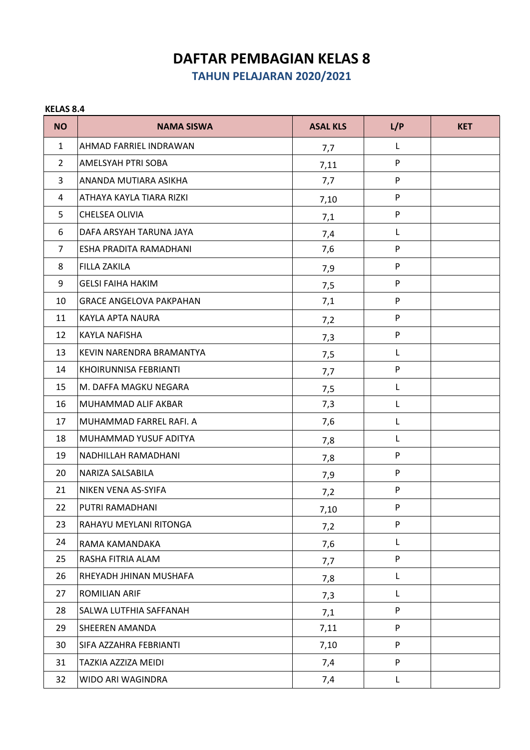# DAFTAR PEMBAGIAN KELAS 8

## TAHUN PELAJARAN 2020/2021

**KELAS 8.4**

| NO | NAMA SISWA | ASAL KLS | L/P | KET |
|---|---|---|---|---|
| 1 | AHMAD FARRIEL INDRAWAN | 7,7 | L | |
| 2 | AMELSYAH PTRI SOBA | 7,11 | P | |
| 3 | ANANDA MUTIARA ASIKHA | 7,7 | P | |
| 4 | ATHAYA KAYLA TIARA RIZKI | 7,10 | P | |
| 5 | CHELSEA OLIVIA | 7,1 | P | |
| 6 | DAFA ARSYAH TARUNA JAYA | 7,4 | L | |
| 7 | ESHA PRADITA RAMADHANI | 7,6 | P | |
| 8 | FILLA ZAKILA | 7,9 | P | |
| 9 | GELSI FAIHA HAKIM | 7,5 | P | |
| 10 | GRACE ANGELOVA PAKPAHAN | 7,1 | P | |
| 11 | KAYLA APTA NAURA | 7,2 | P | |
| 12 | KAYLA NAFISHA | 7,3 | P | |
| 13 | KEVIN NARENDRA BRAMANTYA | 7,5 | L | |
| 14 | KHOIRUNNISA FEBRIANTI | 7,7 | P | |
| 15 | M. DAFFA MAGKU NEGARA | 7,5 | L | |
| 16 | MUHAMMAD ALIF AKBAR | 7,3 | L | |
| 17 | MUHAMMAD FARREL RAFI. A | 7,6 | L | |
| 18 | MUHAMMAD YUSUF ADITYA | 7,8 | L | |
| 19 | NADHILLAH RAMADHANI | 7,8 | P | |
| 20 | NARIZA SALSABILA | 7,9 | P | |
| 21 | NIKEN VENA AS-SYIFA | 7,2 | P | |
| 22 | PUTRI RAMADHANI | 7,10 | P | |
| 23 | RAHAYU MEYLANI RITONGA | 7,2 | P | |
| 24 | RAMA KAMANDAKA | 7,6 | L | |
| 25 | RASHA FITRIA ALAM | 7,7 | P | |
| 26 | RHEYADH JHINAN MUSHAFA | 7,8 | L | |
| 27 | ROMILIAN ARIF | 7,3 | L | |
| 28 | SALWA LUTFHIA SAFFANAH | 7,1 | P | |
| 29 | SHEEREN AMANDA | 7,11 | P | |
| 30 | SIFA AZZAHRA FEBRIANTI | 7,10 | P | |
| 31 | TAZKIA AZZIZA MEIDI | 7,4 | P | |
| 32 | WIDO ARI WAGINDRA | 7,4 | L | |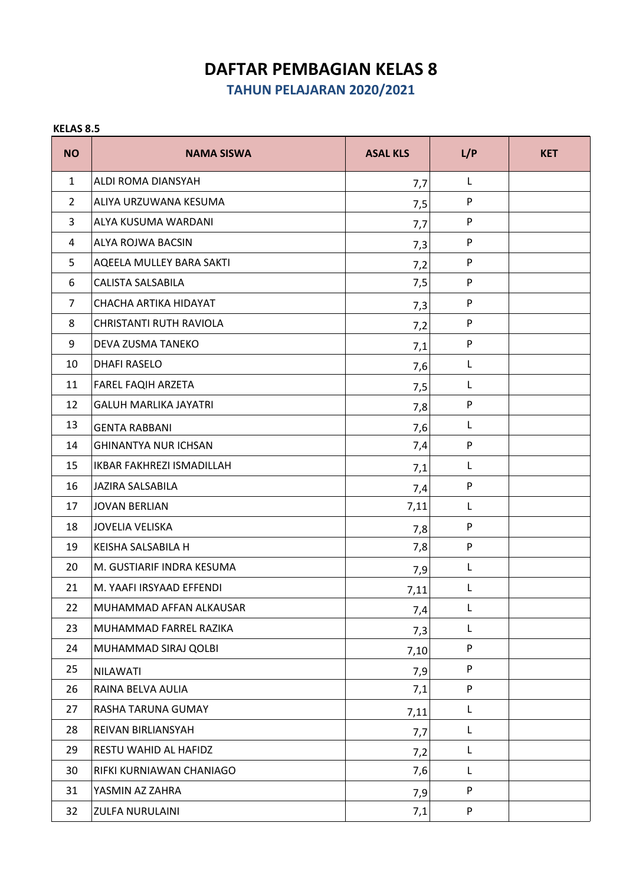# DAFTAR PEMBAGIAN KELAS 8

## TAHUN PELAJARAN 2020/2021

**KELAS 8.5**

| NO | NAMA SISWA | ASAL KLS | L/P | KET |
|---|---|---|---|---|
| 1 | ALDI ROMA DIANSYAH | 7,7 | L | |
| 2 | ALIYA URZUWANA KESUMA | 7,5 | P | |
| 3 | ALYA KUSUMA WARDANI | 7,7 | P | |
| 4 | ALYA ROJWA BACSIN | 7,3 | P | |
| 5 | AQEELA MULLEY BARA SAKTI | 7,2 | P | |
| 6 | CALISTA SALSABILA | 7,5 | P | |
| 7 | CHACHA ARTIKA HIDAYAT | 7,3 | P | |
| 8 | CHRISTANTI RUTH RAVIOLA | 7,2 | P | |
| 9 | DEVA ZUSMA TANEKO | 7,1 | P | |
| 10 | DHAFI RASELO | 7,6 | L | |
| 11 | FAREL FAQIH ARZETA | 7,5 | L | |
| 12 | GALUH MARLIKA JAYATRI | 7,8 | P | |
| 13 | GENTA RABBANI | 7,6 | L | |
| 14 | GHINANTYA NUR ICHSAN | 7,4 | P | |
| 15 | IKBAR FAKHREZI ISMADILLAH | 7,1 | L | |
| 16 | JAZIRA SALSABILA | 7,4 | P | |
| 17 | JOVAN BERLIAN | 7,11 | L | |
| 18 | JOVELIA VELISKA | 7,8 | P | |
| 19 | KEISHA SALSABILA H | 7,8 | P | |
| 20 | M. GUSTIARIF INDRA KESUMA | 7,9 | L | |
| 21 | M. YAAFI IRSYAAD EFFENDI | 7,11 | L | |
| 22 | MUHAMMAD AFFAN ALKAUSAR | 7,4 | L | |
| 23 | MUHAMMAD FARREL RAZIKA | 7,3 | L | |
| 24 | MUHAMMAD SIRAJ QOLBI | 7,10 | P | |
| 25 | NILAWATI | 7,9 | P | |
| 26 | RAINA BELVA AULIA | 7,1 | P | |
| 27 | RASHA TARUNA GUMAY | 7,11 | L | |
| 28 | REIVAN BIRLIANSYAH | 7,7 | L | |
| 29 | RESTU WAHID AL HAFIDZ | 7,2 | L | |
| 30 | RIFKI KURNIAWAN CHANIAGO | 7,6 | L | |
| 31 | YASMIN AZ ZAHRA | 7,9 | P | |
| 32 | ZULFA NURULAINI | 7,1 | P | |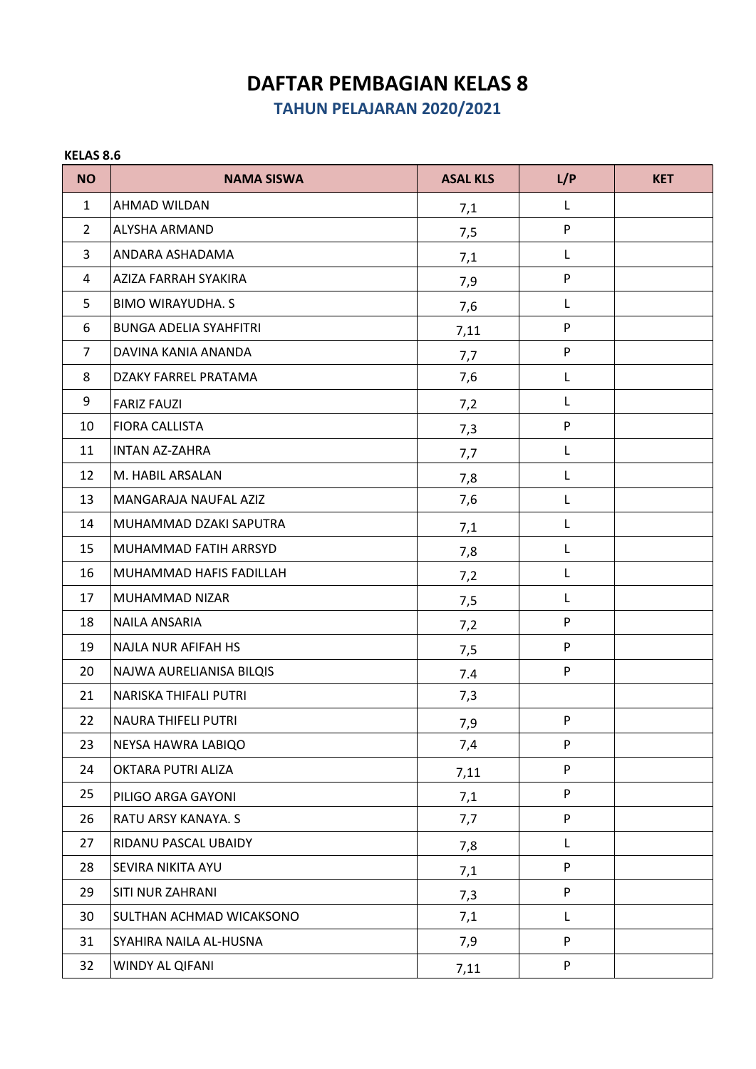# DAFTAR PEMBAGIAN KELAS 8

## TAHUN PELAJARAN 2020/2021

**KELAS 8.6**

| NO | NAMA SISWA | ASAL KLS | L/P | KET |
|---|---|---|---|---|
| 1 | AHMAD WILDAN | 7,1 | L | |
| 2 | ALYSHA ARMAND | 7,5 | P | |
| 3 | ANDARA ASHADAMA | 7,1 | L | |
| 4 | AZIZA FARRAH SYAKIRA | 7,9 | P | |
| 5 | BIMO WIRAYUDHA. S | 7,6 | L | |
| 6 | BUNGA ADELIA SYAHFITRI | 7,11 | P | |
| 7 | DAVINA KANIA ANANDA | 7,7 | P | |
| 8 | DZAKY FARREL PRATAMA | 7,6 | L | |
| 9 | FARIZ FAUZI | 7,2 | L | |
| 10 | FIORA CALLISTA | 7,3 | P | |
| 11 | INTAN AZ-ZAHRA | 7,7 | L | |
| 12 | M. HABIL ARSALAN | 7,8 | L | |
| 13 | MANGARAJA NAUFAL AZIZ | 7,6 | L | |
| 14 | MUHAMMAD DZAKI SAPUTRA | 7,1 | L | |
| 15 | MUHAMMAD FATIH ARRSYD | 7,8 | L | |
| 16 | MUHAMMAD HAFIS FADILLAH | 7,2 | L | |
| 17 | MUHAMMAD NIZAR | 7,5 | L | |
| 18 | NAILA ANSARIA | 7,2 | P | |
| 19 | NAJLA NUR AFIFAH HS | 7,5 | P | |
| 20 | NAJWA AURELIANISA BILQIS | 7.4 | P | |
| 21 | NARISKA THIFALI PUTRI | 7,3 | | |
| 22 | NAURA THIFELI PUTRI | 7,9 | P | |
| 23 | NEYSA HAWRA LABIQO | 7,4 | P | |
| 24 | OKTARA PUTRI ALIZA | 7,11 | P | |
| 25 | PILIGO ARGA GAYONI | 7,1 | P | |
| 26 | RATU ARSY KANAYA. S | 7,7 | P | |
| 27 | RIDANU PASCAL UBAIDY | 7,8 | L | |
| 28 | SEVIRA NIKITA AYU | 7,1 | P | |
| 29 | SITI NUR ZAHRANI | 7,3 | P | |
| 30 | SULTHAN ACHMAD WICAKSONO | 7,1 | L | |
| 31 | SYAHIRA NAILA AL-HUSNA | 7,9 | P | |
| 32 | WINDY AL QIFANI | 7,11 | P | |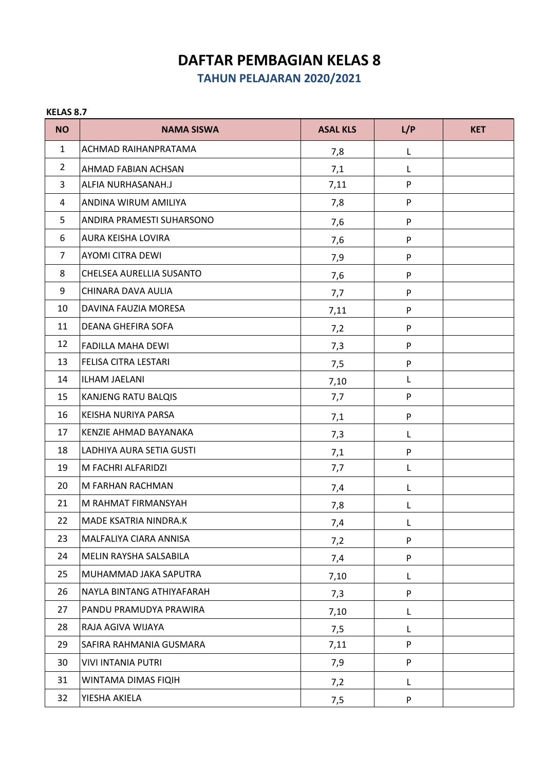# DAFTAR PEMBAGIAN KELAS 8

## TAHUN PELAJARAN 2020/2021

**KELAS 8.7**

| NO | NAMA SISWA | ASAL KLS | L/P | KET |
|---|---|---|---|---|
| 1 | ACHMAD RAIHANPRATAMA | 7,8 | L | |
| 2 | AHMAD FABIAN ACHSAN | 7,1 | L | |
| 3 | ALFIA NURHASANAH.J | 7,11 | P | |
| 4 | ANDINA WIRUM AMILIYA | 7,8 | P | |
| 5 | ANDIRA PRAMESTI SUHARSONO | 7,6 | P | |
| 6 | AURA KEISHA LOVIRA | 7,6 | P | |
| 7 | AYOMI CITRA DEWI | 7,9 | P | |
| 8 | CHELSEA AURELLIA SUSANTO | 7,6 | P | |
| 9 | CHINARA DAVA AULIA | 7,7 | P | |
| 10 | DAVINA FAUZIA MORESA | 7,11 | P | |
| 11 | DEANA GHEFIRA SOFA | 7,2 | P | |
| 12 | FADILLA MAHA DEWI | 7,3 | P | |
| 13 | FELISA CITRA LESTARI | 7,5 | P | |
| 14 | ILHAM JAELANI | 7,10 | L | |
| 15 | KANJENG RATU BALQIS | 7,7 | P | |
| 16 | KEISHA NURIYA PARSA | 7,1 | P | |
| 17 | KENZIE AHMAD BAYANAKA | 7,3 | L | |
| 18 | LADHIYA AURA SETIA GUSTI | 7,1 | P | |
| 19 | M FACHRI ALFARIDZI | 7,7 | L | |
| 20 | M FARHAN RACHMAN | 7,4 | L | |
| 21 | M RAHMAT FIRMANSYAH | 7,8 | L | |
| 22 | MADE KSATRIA NINDRA.K | 7,4 | L | |
| 23 | MALFALIYA CIARA ANNISA | 7,2 | P | |
| 24 | MELIN RAYSHA SALSABILA | 7,4 | P | |
| 25 | MUHAMMAD JAKA SAPUTRA | 7,10 | L | |
| 26 | NAYLA BINTANG ATHIYAFARAH | 7,3 | P | |
| 27 | PANDU PRAMUDYA PRAWIRA | 7,10 | L | |
| 28 | RAJA AGIVA WIJAYA | 7,5 | L | |
| 29 | SAFIRA RAHMANIA GUSMARA | 7,11 | P | |
| 30 | VIVI INTANIA PUTRI | 7,9 | P | |
| 31 | WINTAMA DIMAS FIQIH | 7,2 | L | |
| 32 | YIESHA AKIELA | 7,5 | P | |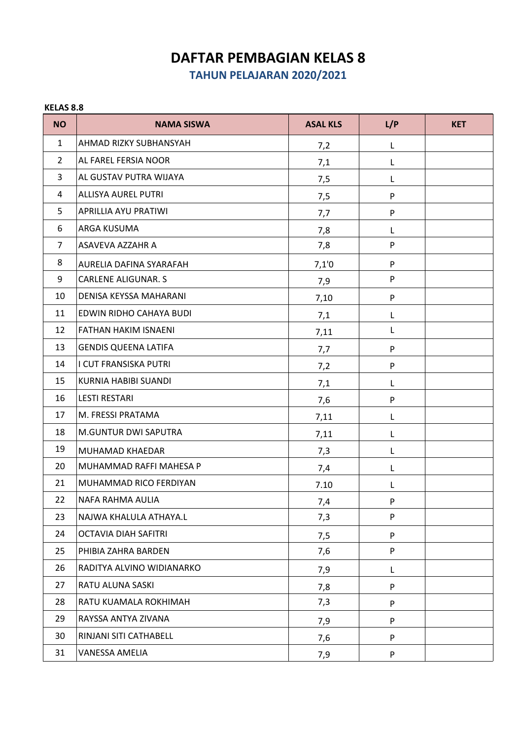# DAFTAR PEMBAGIAN KELAS 8

## TAHUN PELAJARAN 2020/2021

**KELAS 8.8**

| NO | NAMA SISWA | ASAL KLS | L/P | KET |
|---|---|---|---|---|
| 1 | AHMAD RIZKY SUBHANSYAH | 7,2 | L | |
| 2 | AL FAREL FERSIA NOOR | 7,1 | L | |
| 3 | AL GUSTAV PUTRA WIJAYA | 7,5 | L | |
| 4 | ALLISYA AUREL PUTRI | 7,5 | P | |
| 5 | APRILLIA AYU PRATIWI | 7,7 | P | |
| 6 | ARGA KUSUMA | 7,8 | L | |
| 7 | ASAVEVA AZZAHR A | 7,8 | P | |
| 8 | AURELIA DAFINA SYARAFAH | 7,1'0 | P | |
| 9 | CARLENE ALIGUNAR. S | 7,9 | P | |
| 10 | DENISA KEYSSA MAHARANI | 7,10 | P | |
| 11 | EDWIN RIDHO CAHAYA BUDI | 7,1 | L | |
| 12 | FATHAN HAKIM ISNAENI | 7,11 | L | |
| 13 | GENDIS QUEENA LATIFA | 7,7 | P | |
| 14 | I CUT FRANSISKA PUTRI | 7,2 | P | |
| 15 | KURNIA HABIBI SUANDI | 7,1 | L | |
| 16 | LESTI RESTARI | 7,6 | P | |
| 17 | M. FRESSI PRATAMA | 7,11 | L | |
| 18 | M.GUNTUR DWI SAPUTRA | 7,11 | L | |
| 19 | MUHAMAD KHAEDAR | 7,3 | L | |
| 20 | MUHAMMAD RAFFI MAHESA P | 7,4 | L | |
| 21 | MUHAMMAD RICO FERDIYAN | 7.10 | L | |
| 22 | NAFA RAHMA AULIA | 7,4 | P | |
| 23 | NAJWA KHALULA ATHAYA.L | 7,3 | P | |
| 24 | OCTAVIA DIAH SAFITRI | 7,5 | P | |
| 25 | PHIBIA ZAHRA BARDEN | 7,6 | P | |
| 26 | RADITYA ALVINO WIDIANARKO | 7,9 | L | |
| 27 | RATU ALUNA SASKI | 7,8 | P | |
| 28 | RATU KUAMALA ROKHIMAH | 7,3 | P | |
| 29 | RAYSSA ANTYA ZIVANA | 7,9 | P | |
| 30 | RINJANI SITI CATHABELL | 7,6 | P | |
| 31 | VANESSA AMELIA | 7,9 | P | |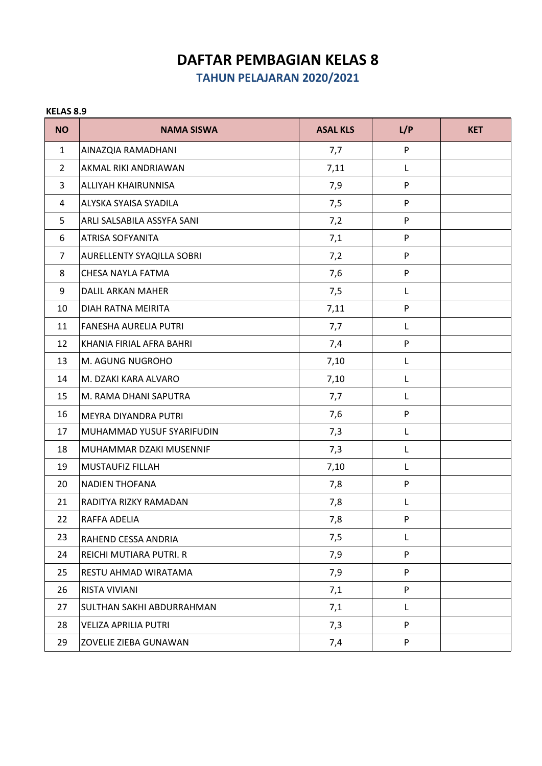# DAFTAR PEMBAGIAN KELAS 8

## TAHUN PELAJARAN 2020/2021

**KELAS 8.9**

| NO | NAMA SISWA | ASAL KLS | L/P | KET |
|---|---|---|---|---|
| 1 | AINAZQIA RAMADHANI | 7,7 | P | |
| 2 | AKMAL RIKI ANDRIAWAN | 7,11 | L | |
| 3 | ALLIYAH KHAIRUNNISA | 7,9 | P | |
| 4 | ALYSKA SYAISA SYADILA | 7,5 | P | |
| 5 | ARLI SALSABILA ASSYFA SANI | 7,2 | P | |
| 6 | ATRISA SOFYANITA | 7,1 | P | |
| 7 | AURELLENTY SYAQILLA SOBRI | 7,2 | P | |
| 8 | CHESA NAYLA FATMA | 7,6 | P | |
| 9 | DALIL ARKAN MAHER | 7,5 | L | |
| 10 | DIAH RATNA MEIRITA | 7,11 | P | |
| 11 | FANESHA AURELIA PUTRI | 7,7 | L | |
| 12 | KHANIA FIRIAL AFRA BAHRI | 7,4 | P | |
| 13 | M. AGUNG NUGROHO | 7,10 | L | |
| 14 | M. DZAKI KARA ALVARO | 7,10 | L | |
| 15 | M. RAMA DHANI SAPUTRA | 7,7 | L | |
| 16 | MEYRA DIYANDRA PUTRI | 7,6 | P | |
| 17 | MUHAMMAD YUSUF SYARIFUDIN | 7,3 | L | |
| 18 | MUHAMMAR DZAKI MUSENNIF | 7,3 | L | |
| 19 | MUSTAUFIZ FILLAH | 7,10 | L | |
| 20 | NADIEN THOFANA | 7,8 | P | |
| 21 | RADITYA RIZKY RAMADAN | 7,8 | L | |
| 22 | RAFFA ADELIA | 7,8 | P | |
| 23 | RAHEND CESSA ANDRIA | 7,5 | L | |
| 24 | REICHI MUTIARA PUTRI. R | 7,9 | P | |
| 25 | RESTU AHMAD WIRATAMA | 7,9 | P | |
| 26 | RISTA VIVIANI | 7,1 | P | |
| 27 | SULTHAN SAKHI ABDURRAHMAN | 7,1 | L | |
| 28 | VELIZA APRILIA PUTRI | 7,3 | P | |
| 29 | ZOVELIE ZIEBA GUNAWAN | 7,4 | P | |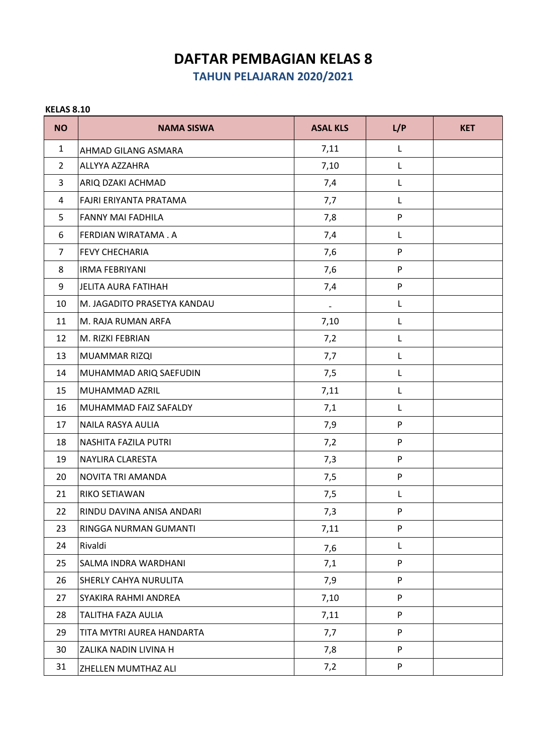# DAFTAR PEMBAGIAN KELAS 8

## TAHUN PELAJARAN 2020/2021

**KELAS 8.10**

| NO | NAMA SISWA | ASAL KLS | L/P | KET |
|---|---|---|---|---|
| 1 | AHMAD GILANG ASMARA | 7,11 | L | |
| 2 | ALLYYA AZZAHRA | 7,10 | L | |
| 3 | ARIQ DZAKI ACHMAD | 7,4 | L | |
| 4 | FAJRI ERIYANTA PRATAMA | 7,7 | L | |
| 5 | FANNY MAI FADHILA | 7,8 | P | |
| 6 | FERDIAN WIRATAMA . A | 7,4 | L | |
| 7 | FEVY CHECHARIA | 7,6 | P | |
| 8 | IRMA FEBRIYANI | 7,6 | P | |
| 9 | JELITA AURA FATIHAH | 7,4 | P | |
| 10 | M. JAGADITO PRASETYA KANDAU | - | L | |
| 11 | M. RAJA RUMAN ARFA | 7,10 | L | |
| 12 | M. RIZKI FEBRIAN | 7,2 | L | |
| 13 | MUAMMAR RIZQI | 7,7 | L | |
| 14 | MUHAMMAD ARIQ SAEFUDIN | 7,5 | L | |
| 15 | MUHAMMAD AZRIL | 7,11 | L | |
| 16 | MUHAMMAD FAIZ SAFALDY | 7,1 | L | |
| 17 | NAILA RASYA AULIA | 7,9 | P | |
| 18 | NASHITA FAZILA PUTRI | 7,2 | P | |
| 19 | NAYLIRA CLARESTA | 7,3 | P | |
| 20 | NOVITA TRI AMANDA | 7,5 | P | |
| 21 | RIKO SETIAWAN | 7,5 | L | |
| 22 | RINDU DAVINA ANISA ANDARI | 7,3 | P | |
| 23 | RINGGA NURMAN GUMANTI | 7,11 | P | |
| 24 | Rivaldi | 7,6 | L | |
| 25 | SALMA INDRA WARDHANI | 7,1 | P | |
| 26 | SHERLY CAHYA NURULITA | 7,9 | P | |
| 27 | SYAKIRA RAHMI ANDREA | 7,10 | P | |
| 28 | TALITHA FAZA AULIA | 7,11 | P | |
| 29 | TITA MYTRI AUREA HANDARTA | 7,7 | P | |
| 30 | ZALIKA NADIN LIVINA H | 7,8 | P | |
| 31 | ZHELLEN MUMTHAZ ALI | 7,2 | P | |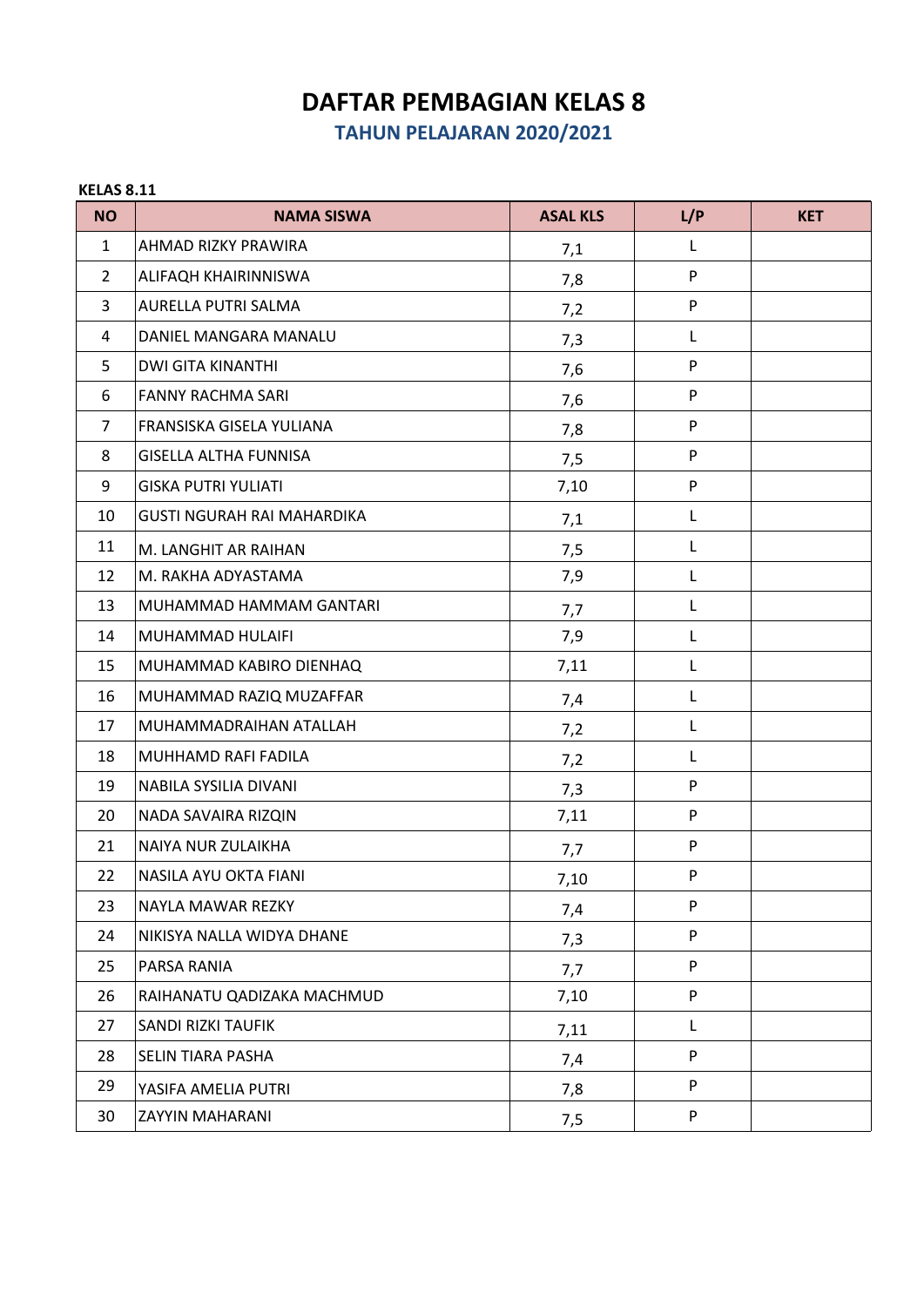# DAFTAR PEMBAGIAN KELAS 8

## TAHUN PELAJARAN 2020/2021

**KELAS 8.11**

| NO | NAMA SISWA | ASAL KLS | L/P | KET |
|---|---|---|---|---|
| 1 | AHMAD RIZKY PRAWIRA | 7,1 | L | |
| 2 | ALIFAQH KHAIRINNISWA | 7,8 | P | |
| 3 | AURELLA PUTRI SALMA | 7,2 | P | |
| 4 | DANIEL MANGARA MANALU | 7,3 | L | |
| 5 | DWI GITA KINANTHI | 7,6 | P | |
| 6 | FANNY RACHMA SARI | 7,6 | P | |
| 7 | FRANSISKA GISELA YULIANA | 7,8 | P | |
| 8 | GISELLA ALTHA FUNNISA | 7,5 | P | |
| 9 | GISKA PUTRI YULIATI | 7,10 | P | |
| 10 | GUSTI NGURAH RAI MAHARDIKA | 7,1 | L | |
| 11 | M. LANGHIT AR RAIHAN | 7,5 | L | |
| 12 | M. RAKHA ADYASTAMA | 7,9 | L | |
| 13 | MUHAMMAD HAMMAM GANTARI | 7,7 | L | |
| 14 | MUHAMMAD HULAIFI | 7,9 | L | |
| 15 | MUHAMMAD KABIRO DIENHAQ | 7,11 | L | |
| 16 | MUHAMMAD RAZIQ MUZAFFAR | 7,4 | L | |
| 17 | MUHAMMADRAIHAN ATALLAH | 7,2 | L | |
| 18 | MUHHAMD RAFI FADILA | 7,2 | L | |
| 19 | NABILA SYSILIA DIVANI | 7,3 | P | |
| 20 | NADA SAVAIRA RIZQIN | 7,11 | P | |
| 21 | NAIYA NUR ZULAIKHA | 7,7 | P | |
| 22 | NASILA AYU OKTA FIANI | 7,10 | P | |
| 23 | NAYLA MAWAR REZKY | 7,4 | P | |
| 24 | NIKISYA NALLA WIDYA DHANE | 7,3 | P | |
| 25 | PARSA RANIA | 7,7 | P | |
| 26 | RAIHANATU QADIZAKA MACHMUD | 7,10 | P | |
| 27 | SANDI RIZKI TAUFIK | 7,11 | L | |
| 28 | SELIN TIARA PASHA | 7,4 | P | |
| 29 | YASIFA AMELIA PUTRI | 7,8 | P | |
| 30 | ZAYYIN MAHARANI | 7,5 | P | |